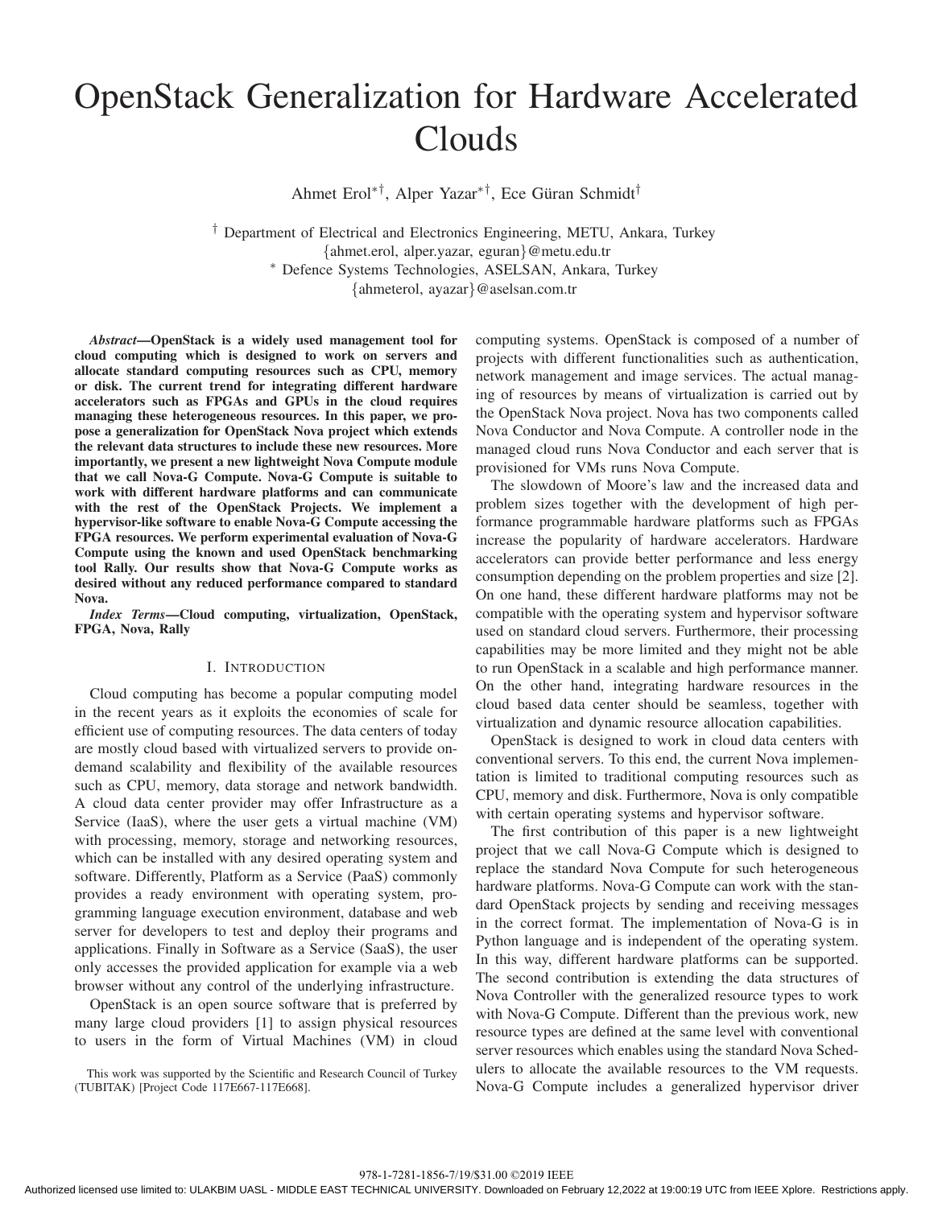# OpenStack Generalization for Hardware Accelerated Clouds

Ahmet Erol*†, Alper Yazar*†, Ece Güran Schmidt†

† Department of Electrical and Electronics Engineering, METU, Ankara, Turkey
{ahmet.erol, alper.yazar, eguran}@metu.edu.tr
* Defence Systems Technologies, ASELSAN, Ankara, Turkey
{ahmeterol, ayazar}@aselsan.com.tr

***Abstract*—OpenStack is a widely used management tool for cloud computing which is designed to work on servers and allocate standard computing resources such as CPU, memory or disk. The current trend for integrating different hardware accelerators such as FPGAs and GPUs in the cloud requires managing these heterogeneous resources. In this paper, we propose a generalization for OpenStack Nova project which extends the relevant data structures to include these new resources. More importantly, we present a new lightweight Nova Compute module that we call Nova-G Compute. Nova-G Compute is suitable to work with different hardware platforms and can communicate with the rest of the OpenStack Projects. We implement a hypervisor-like software to enable Nova-G Compute accessing the FPGA resources. We perform experimental evaluation of Nova-G Compute using the known and used OpenStack benchmarking tool Rally. Our results show that Nova-G Compute works as desired without any reduced performance compared to standard Nova.**

***Index Terms*—Cloud computing, virtualization, OpenStack, FPGA, Nova, Rally**

## I. Introduction

Cloud computing has become a popular computing model in the recent years as it exploits the economies of scale for efficient use of computing resources. The data centers of today are mostly cloud based with virtualized servers to provide on-demand scalability and flexibility of the available resources such as CPU, memory, data storage and network bandwidth. A cloud data center provider may offer Infrastructure as a Service (IaaS), where the user gets a virtual machine (VM) with processing, memory, storage and networking resources, which can be installed with any desired operating system and software. Differently, Platform as a Service (PaaS) commonly provides a ready environment with operating system, programming language execution environment, database and web server for developers to test and deploy their programs and applications. Finally in Software as a Service (SaaS), the user only accesses the provided application for example via a web browser without any control of the underlying infrastructure.

OpenStack is an open source software that is preferred by many large cloud providers [1] to assign physical resources to users in the form of Virtual Machines (VM) in cloud computing systems. OpenStack is composed of a number of projects with different functionalities such as authentication, network management and image services. The actual managing of resources by means of virtualization is carried out by the OpenStack Nova project. Nova has two components called Nova Conductor and Nova Compute. A controller node in the managed cloud runs Nova Conductor and each server that is provisioned for VMs runs Nova Compute.

The slowdown of Moore's law and the increased data and problem sizes together with the development of high performance programmable hardware platforms such as FPGAs increase the popularity of hardware accelerators. Hardware accelerators can provide better performance and less energy consumption depending on the problem properties and size [2]. On one hand, these different hardware platforms may not be compatible with the operating system and hypervisor software used on standard cloud servers. Furthermore, their processing capabilities may be more limited and they might not be able to run OpenStack in a scalable and high performance manner. On the other hand, integrating hardware resources in the cloud based data center should be seamless, together with virtualization and dynamic resource allocation capabilities.

OpenStack is designed to work in cloud data centers with conventional servers. To this end, the current Nova implementation is limited to traditional computing resources such as CPU, memory and disk. Furthermore, Nova is only compatible with certain operating systems and hypervisor software.

The first contribution of this paper is a new lightweight project that we call Nova-G Compute which is designed to replace the standard Nova Compute for such heterogeneous hardware platforms. Nova-G Compute can work with the standard OpenStack projects by sending and receiving messages in the correct format. The implementation of Nova-G is in Python language and is independent of the operating system. In this way, different hardware platforms can be supported. The second contribution is extending the data structures of Nova Controller with the generalized resource types to work with Nova-G Compute. Different than the previous work, new resource types are defined at the same level with conventional server resources which enables using the standard Nova Schedulers to allocate the available resources to the VM requests. Nova-G Compute includes a generalized hypervisor driver

This work was supported by the Scientific and Research Council of Turkey (TUBITAK) [Project Code 117E667-117E668].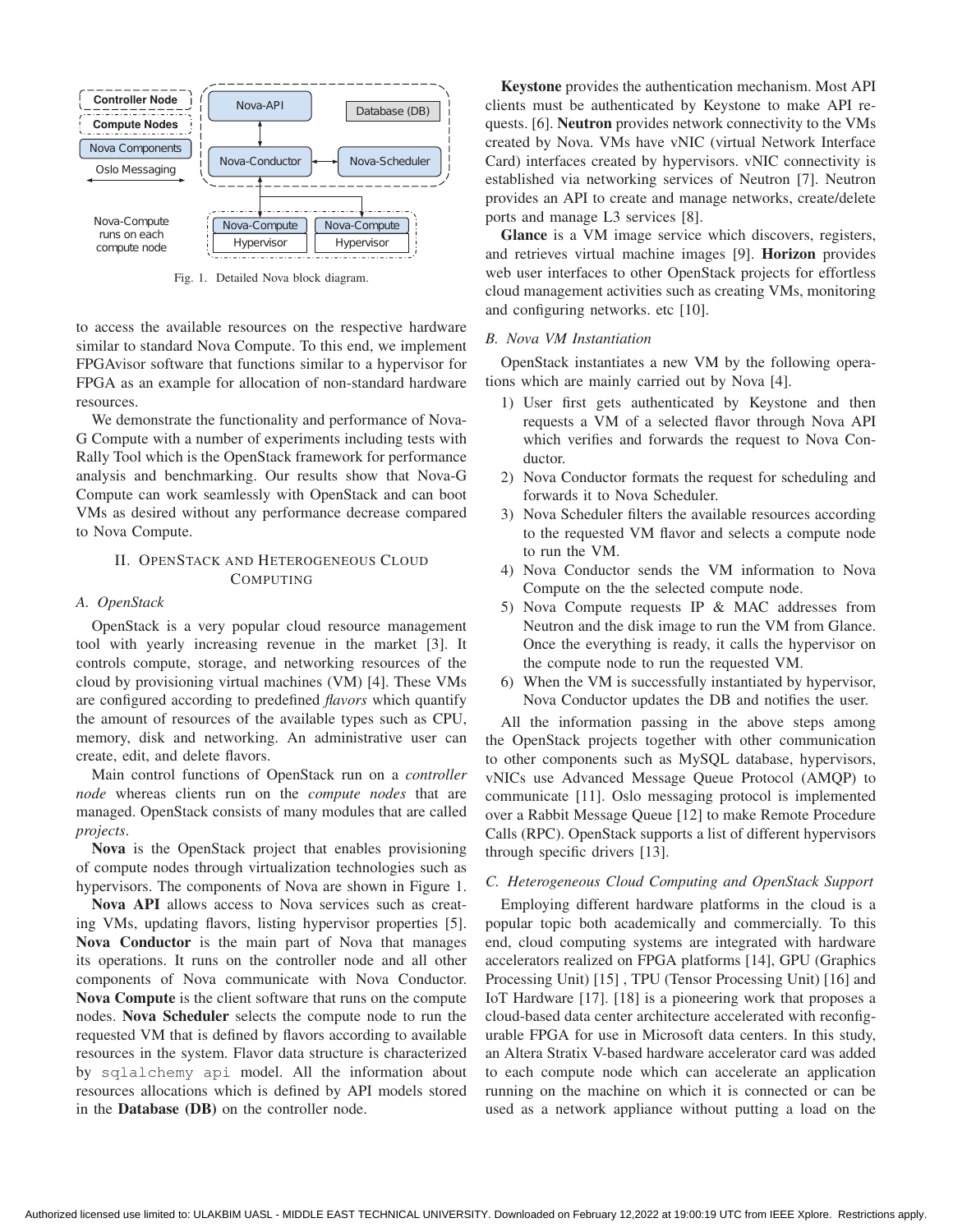Fig. 1. Detailed Nova block diagram.

to access the available resources on the respective hardware similar to standard Nova Compute. To this end, we implement FPGAvisor software that functions similar to a hypervisor for FPGA as an example for allocation of non-standard hardware resources.

We demonstrate the functionality and performance of Nova-G Compute with a number of experiments including tests with Rally Tool which is the OpenStack framework for performance analysis and benchmarking. Our results show that Nova-G Compute can work seamlessly with OpenStack and can boot VMs as desired without any performance decrease compared to Nova Compute.

## II. OpenStack and Heterogeneous Cloud Computing

### *A. OpenStack*

OpenStack is a very popular cloud resource management tool with yearly increasing revenue in the market [3]. It controls compute, storage, and networking resources of the cloud by provisioning virtual machines (VM) [4]. These VMs are configured according to predefined *flavors* which quantify the amount of resources of the available types such as CPU, memory, disk and networking. An administrative user can create, edit, and delete flavors.

Main control functions of OpenStack run on a *controller node* whereas clients run on the *compute nodes* that are managed. OpenStack consists of many modules that are called *projects*.

**Nova** is the OpenStack project that enables provisioning of compute nodes through virtualization technologies such as hypervisors. The components of Nova are shown in Figure 1.

**Nova API** allows access to Nova services such as creating VMs, updating flavors, listing hypervisor properties [5]. **Nova Conductor** is the main part of Nova that manages its operations. It runs on the controller node and all other components of Nova communicate with Nova Conductor. **Nova Compute** is the client software that runs on the compute nodes. **Nova Scheduler** selects the compute node to run the requested VM that is defined by flavors according to available resources in the system. Flavor data structure is characterized by `sqlalchemy api` model. All the information about resources allocations which is defined by API models stored in the **Database (DB)** on the controller node.

**Keystone** provides the authentication mechanism. Most API clients must be authenticated by Keystone to make API requests. [6]. **Neutron** provides network connectivity to the VMs created by Nova. VMs have vNIC (virtual Network Interface Card) interfaces created by hypervisors. vNIC connectivity is established via networking services of Neutron [7]. Neutron provides an API to create and manage networks, create/delete ports and manage L3 services [8].

**Glance** is a VM image service which discovers, registers, and retrieves virtual machine images [9]. **Horizon** provides web user interfaces to other OpenStack projects for effortless cloud management activities such as creating VMs, monitoring and configuring networks. etc [10].

### *B. Nova VM Instantiation*

OpenStack instantiates a new VM by the following operations which are mainly carried out by Nova [4].

1) User first gets authenticated by Keystone and then requests a VM of a selected flavor through Nova API which verifies and forwards the request to Nova Conductor.
2) Nova Conductor formats the request for scheduling and forwards it to Nova Scheduler.
3) Nova Scheduler filters the available resources according to the requested VM flavor and selects a compute node to run the VM.
4) Nova Conductor sends the VM information to Nova Compute on the the selected compute node.
5) Nova Compute requests IP & MAC addresses from Neutron and the disk image to run the VM from Glance. Once the everything is ready, it calls the hypervisor on the compute node to run the requested VM.
6) When the VM is successfully instantiated by hypervisor, Nova Conductor updates the DB and notifies the user.

All the information passing in the above steps among the OpenStack projects together with other communication to other components such as MySQL database, hypervisors, vNICs use Advanced Message Queue Protocol (AMQP) to communicate [11]. Oslo messaging protocol is implemented over a Rabbit Message Queue [12] to make Remote Procedure Calls (RPC). OpenStack supports a list of different hypervisors through specific drivers [13].

### *C. Heterogeneous Cloud Computing and OpenStack Support*

Employing different hardware platforms in the cloud is a popular topic both academically and commercially. To this end, cloud computing systems are integrated with hardware accelerators realized on FPGA platforms [14], GPU (Graphics Processing Unit) [15] , TPU (Tensor Processing Unit) [16] and IoT Hardware [17]. [18] is a pioneering work that proposes a cloud-based data center architecture accelerated with reconfigurable FPGA for use in Microsoft data centers. In this study, an Altera Stratix V-based hardware accelerator card was added to each compute node which can accelerate an application running on the machine on which it is connected or can be used as a network appliance without putting a load on the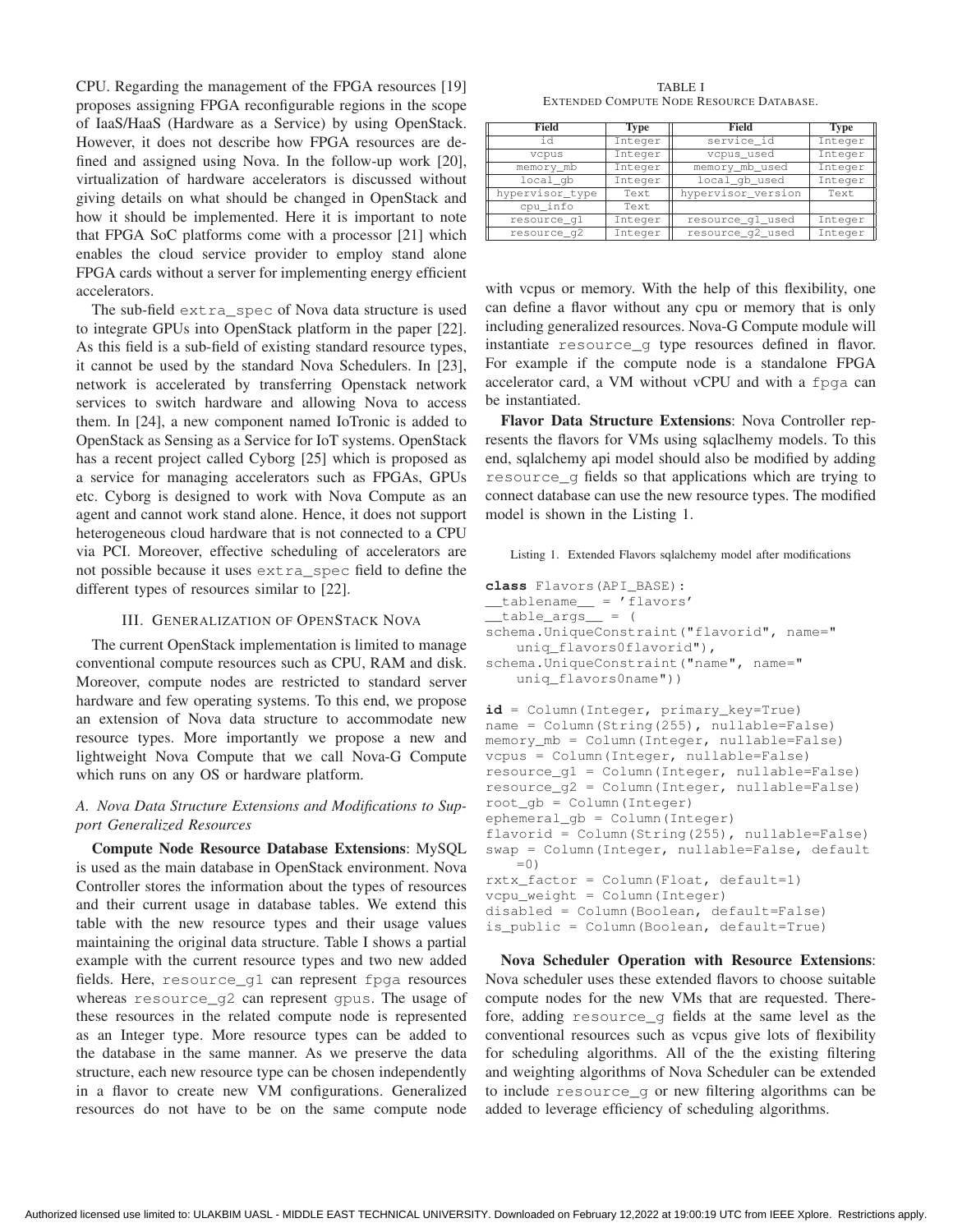CPU. Regarding the management of the FPGA resources [19] proposes assigning FPGA reconfigurable regions in the scope of IaaS/HaaS (Hardware as a Service) by using OpenStack. However, it does not describe how FPGA resources are defined and assigned using Nova. In the follow-up work [20], virtualization of hardware accelerators is discussed without giving details on what should be changed in OpenStack and how it should be implemented. Here it is important to note that FPGA SoC platforms come with a processor [21] which enables the cloud service provider to employ stand alone FPGA cards without a server for implementing energy efficient accelerators.

The sub-field `extra_spec` of Nova data structure is used to integrate GPUs into OpenStack platform in the paper [22]. As this field is a sub-field of existing standard resource types, it cannot be used by the standard Nova Schedulers. In [23], network is accelerated by transferring Openstack network services to switch hardware and allowing Nova to access them. In [24], a new component named IoTronic is added to OpenStack as Sensing as a Service for IoT systems. OpenStack has a recent project called Cyborg [25] which is proposed as a service for managing accelerators such as FPGAs, GPUs etc. Cyborg is designed to work with Nova Compute as an agent and cannot work stand alone. Hence, it does not support heterogeneous cloud hardware that is not connected to a CPU via PCI. Moreover, effective scheduling of accelerators are not possible because it uses `extra_spec` field to define the different types of resources similar to [22].

## III. Generalization of OpenStack Nova

The current OpenStack implementation is limited to manage conventional compute resources such as CPU, RAM and disk. Moreover, compute nodes are restricted to standard server hardware and few operating systems. To this end, we propose an extension of Nova data structure to accommodate new resource types. More importantly we propose a new and lightweight Nova Compute that we call Nova-G Compute which runs on any OS or hardware platform.

### A. Nova Data Structure Extensions and Modifications to Support Generalized Resources

**Compute Node Resource Database Extensions**: MySQL is used as the main database in OpenStack environment. Nova Controller stores the information about the types of resources and their current usage in database tables. We extend this table with the new resource types and their usage values maintaining the original data structure. Table I shows a partial example with the current resource types and two new added fields. Here, `resource_g1` can represent `fpga` resources whereas `resource_g2` can represent `gpus`. The usage of these resources in the related compute node is represented as an Integer type. More resource types can be added to the database in the same manner. As we preserve the data structure, each new resource type can be chosen independently in a flavor to create new VM configurations. Generalized resources do not have to be on the same compute node with vcpus or memory. With the help of this flexibility, one can define a flavor without any cpu or memory that is only including generalized resources. Nova-G Compute module will instantiate `resource_g` type resources defined in flavor. For example if the compute node is a standalone FPGA accelerator card, a VM without vCPU and with a `fpga` can be instantiated.

TABLE I
Extended Compute Node Resource Database.

| Field | Type | Field | Type |
|---|---|---|---|
| id | Integer | service_id | Integer |
| vcpus | Integer | vcpus_used | Integer |
| memory_mb | Integer | memory_mb_used | Integer |
| local_gb | Integer | local_gb_used | Integer |
| hypervisor_type | Text | hypervisor_version | Text |
| cpu_info | Text | | |
| resource_g1 | Integer | resource_g1_used | Integer |
| resource_g2 | Integer | resource_g2_used | Integer |

**Flavor Data Structure Extensions**: Nova Controller represents the flavors for VMs using sqlaclhemy models. To this end, sqlalchemy api model should also be modified by adding `resource_g` fields so that applications which are trying to connect database can use the new resource types. The modified model is shown in the Listing 1.

Listing 1. Extended Flavors sqlalchemy model after modifications

```
class Flavors(API_BASE):
__tablename__ = 'flavors'
__table_args__ = (
schema.UniqueConstraint("flavorid", name="
    uniq_flavors0flavorid"),
schema.UniqueConstraint("name", name="
    uniq_flavors0name"))

id = Column(Integer, primary_key=True)
name = Column(String(255), nullable=False)
memory_mb = Column(Integer, nullable=False)
vcpus = Column(Integer, nullable=False)
resource_g1 = Column(Integer, nullable=False)
resource_g2 = Column(Integer, nullable=False)
root_gb = Column(Integer)
ephemeral_gb = Column(Integer)
flavorid = Column(String(255), nullable=False)
swap = Column(Integer, nullable=False, default
    =0)
rxtx_factor = Column(Float, default=1)
vcpu_weight = Column(Integer)
disabled = Column(Boolean, default=False)
is_public = Column(Boolean, default=True)
```

**Nova Scheduler Operation with Resource Extensions**: Nova scheduler uses these extended flavors to choose suitable compute nodes for the new VMs that are requested. Therefore, adding `resource_g` fields at the same level as the conventional resources such as vcpus give lots of flexibility for scheduling algorithms. All of the the existing filtering and weighting algorithms of Nova Scheduler can be extended to include `resource_g` or new filtering algorithms can be added to leverage efficiency of scheduling algorithms.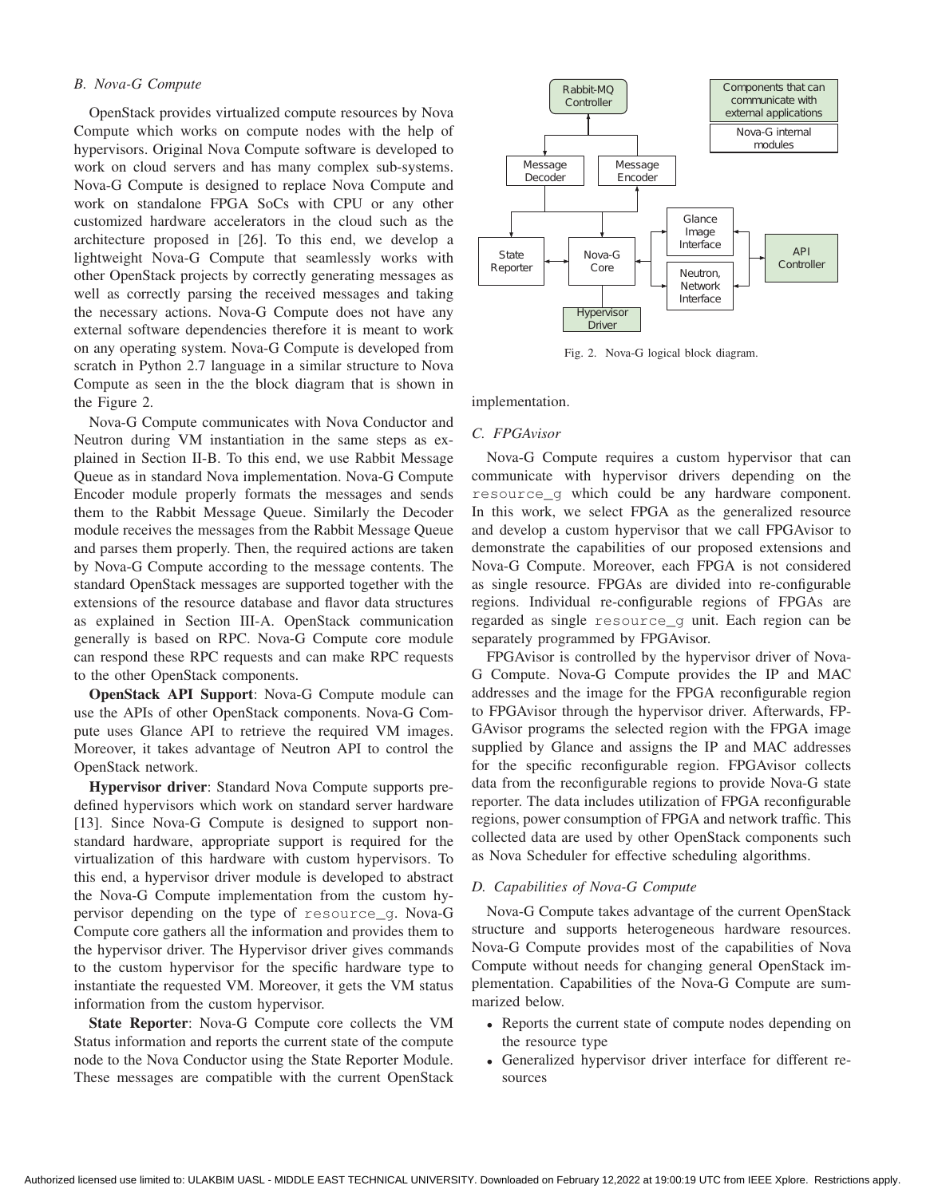### B. Nova-G Compute

OpenStack provides virtualized compute resources by Nova Compute which works on compute nodes with the help of hypervisors. Original Nova Compute software is developed to work on cloud servers and has many complex sub-systems. Nova-G Compute is designed to replace Nova Compute and work on standalone FPGA SoCs with CPU or any other customized hardware accelerators in the cloud such as the architecture proposed in [26]. To this end, we develop a lightweight Nova-G Compute that seamlessly works with other OpenStack projects by correctly generating messages as well as correctly parsing the received messages and taking the necessary actions. Nova-G Compute does not have any external software dependencies therefore it is meant to work on any operating system. Nova-G Compute is developed from scratch in Python 2.7 language in a similar structure to Nova Compute as seen in the the block diagram that is shown in the Figure 2.

Nova-G Compute communicates with Nova Conductor and Neutron during VM instantiation in the same steps as explained in Section II-B. To this end, we use Rabbit Message Queue as in standard Nova implementation. Nova-G Compute Encoder module properly formats the messages and sends them to the Rabbit Message Queue. Similarly the Decoder module receives the messages from the Rabbit Message Queue and parses them properly. Then, the required actions are taken by Nova-G Compute according to the message contents. The standard OpenStack messages are supported together with the extensions of the resource database and flavor data structures as explained in Section III-A. OpenStack communication generally is based on RPC. Nova-G Compute core module can respond these RPC requests and can make RPC requests to the other OpenStack components.

**OpenStack API Support**: Nova-G Compute module can use the APIs of other OpenStack components. Nova-G Compute uses Glance API to retrieve the required VM images. Moreover, it takes advantage of Neutron API to control the OpenStack network.

**Hypervisor driver**: Standard Nova Compute supports predefined hypervisors which work on standard server hardware [13]. Since Nova-G Compute is designed to support non-standard hardware, appropriate support is required for the virtualization of this hardware with custom hypervisors. To this end, a hypervisor driver module is developed to abstract the Nova-G Compute implementation from the custom hypervisor depending on the type of resource_g. Nova-G Compute core gathers all the information and provides them to the hypervisor driver. The Hypervisor driver gives commands to the custom hypervisor for the specific hardware type to instantiate the requested VM. Moreover, it gets the VM status information from the custom hypervisor.

**State Reporter**: Nova-G Compute core collects the VM Status information and reports the current state of the compute node to the Nova Conductor using the State Reporter Module. These messages are compatible with the current OpenStack implementation.

Fig. 2. Nova-G logical block diagram.

### C. FPGAvisor

Nova-G Compute requires a custom hypervisor that can communicate with hypervisor drivers depending on the resource_g which could be any hardware component. In this work, we select FPGA as the generalized resource and develop a custom hypervisor that we call FPGAvisor to demonstrate the capabilities of our proposed extensions and Nova-G Compute. Moreover, each FPGA is not considered as single resource. FPGAs are divided into re-configurable regions. Individual re-configurable regions of FPGAs are regarded as single resource_g unit. Each region can be separately programmed by FPGAvisor.

FPGAvisor is controlled by the hypervisor driver of Nova-G Compute. Nova-G Compute provides the IP and MAC addresses and the image for the FPGA reconfigurable region to FPGAvisor through the hypervisor driver. Afterwards, FPGAvisor programs the selected region with the FPGA image supplied by Glance and assigns the IP and MAC addresses for the specific reconfigurable region. FPGAvisor collects data from the reconfigurable regions to provide Nova-G state reporter. The data includes utilization of FPGA reconfigurable regions, power consumption of FPGA and network traffic. This collected data are used by other OpenStack components such as Nova Scheduler for effective scheduling algorithms.

### D. Capabilities of Nova-G Compute

Nova-G Compute takes advantage of the current OpenStack structure and supports heterogeneous hardware resources. Nova-G Compute provides most of the capabilities of Nova Compute without needs for changing general OpenStack implementation. Capabilities of the Nova-G Compute are summarized below.

- Reports the current state of compute nodes depending on the resource type
- Generalized hypervisor driver interface for different resources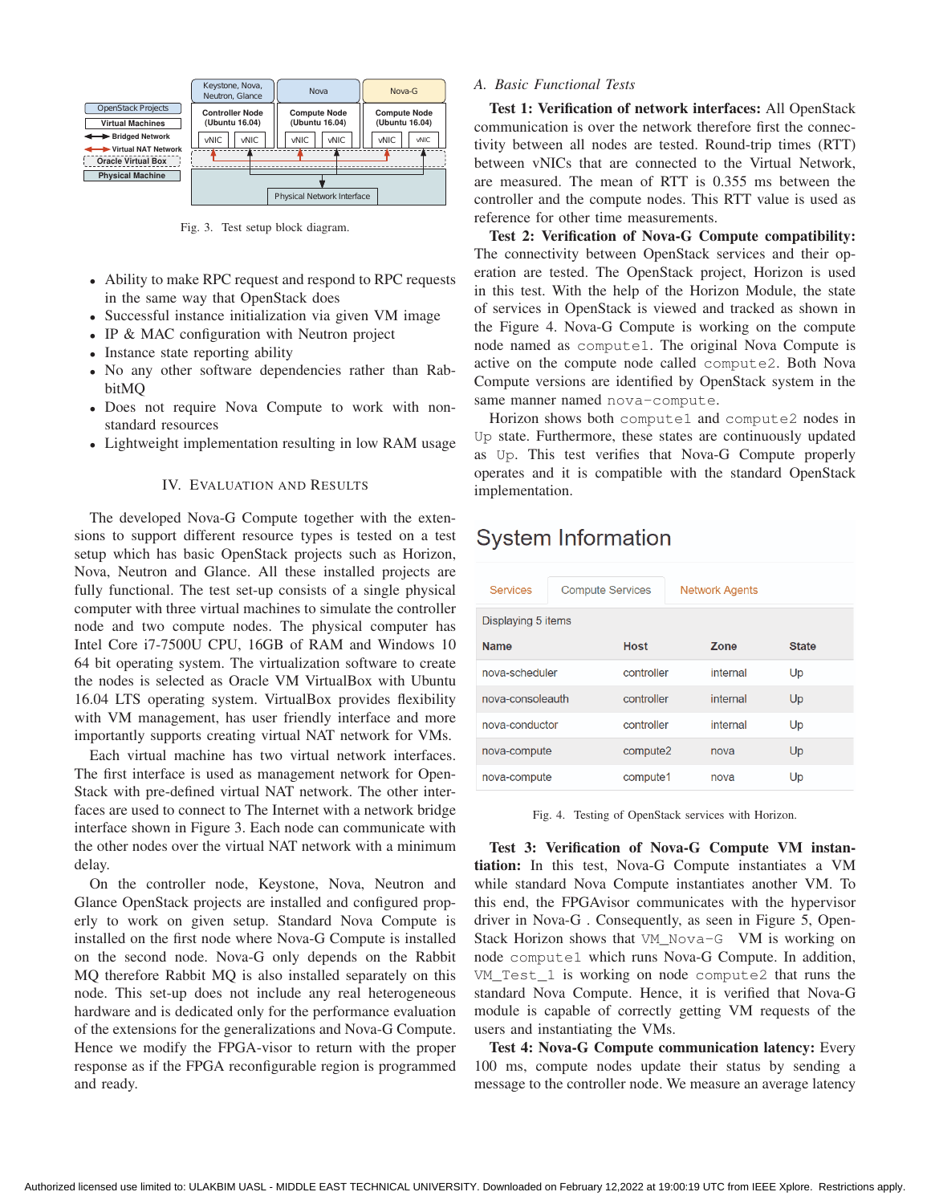Fig. 3. Test setup block diagram.

- Ability to make RPC request and respond to RPC requests in the same way that OpenStack does
- Successful instance initialization via given VM image
- IP & MAC configuration with Neutron project
- Instance state reporting ability
- No any other software dependencies rather than RabbitMQ
- Does not require Nova Compute to work with non-standard resources
- Lightweight implementation resulting in low RAM usage

## IV. Evaluation and Results

The developed Nova-G Compute together with the extensions to support different resource types is tested on a test setup which has basic OpenStack projects such as Horizon, Nova, Neutron and Glance. All these installed projects are fully functional. The test set-up consists of a single physical computer with three virtual machines to simulate the controller node and two compute nodes. The physical computer has Intel Core i7-7500U CPU, 16GB of RAM and Windows 10 64 bit operating system. The virtualization software to create the nodes is selected as Oracle VM VirtualBox with Ubuntu 16.04 LTS operating system. VirtualBox provides flexibility with VM management, has user friendly interface and more importantly supports creating virtual NAT network for VMs.

Each virtual machine has two virtual network interfaces. The first interface is used as management network for OpenStack with pre-defined virtual NAT network. The other interfaces are used to connect to The Internet with a network bridge interface shown in Figure 3. Each node can communicate with the other nodes over the virtual NAT network with a minimum delay.

On the controller node, Keystone, Nova, Neutron and Glance OpenStack projects are installed and configured properly to work on given setup. Standard Nova Compute is installed on the first node where Nova-G Compute is installed on the second node. Nova-G only depends on the Rabbit MQ therefore Rabbit MQ is also installed separately on this node. This set-up does not include any real heterogeneous hardware and is dedicated only for the performance evaluation of the extensions for the generalizations and Nova-G Compute. Hence we modify the FPGA-visor to return with the proper response as if the FPGA reconfigurable region is programmed and ready.

### A. Basic Functional Tests

**Test 1: Verification of network interfaces:** All OpenStack communication is over the network therefore first the connectivity between all nodes are tested. Round-trip times (RTT) between vNICs that are connected to the Virtual Network, are measured. The mean of RTT is 0.355 ms between the controller and the compute nodes. This RTT value is used as reference for other time measurements.

**Test 2: Verification of Nova-G Compute compatibility:** The connectivity between OpenStack services and their operation are tested. The OpenStack project, Horizon is used in this test. With the help of the Horizon Module, the state of services in OpenStack is viewed and tracked as shown in the Figure 4. Nova-G Compute is working on the compute node named as `compute1`. The original Nova Compute is active on the compute node called `compute2`. Both Nova Compute versions are identified by OpenStack system in the same manner named `nova-compute`.

Horizon shows both `compute1` and `compute2` nodes in `Up` state. Furthermore, these states are continuously updated as `Up`. This test verifies that Nova-G Compute properly operates and it is compatible with the standard OpenStack implementation.

System Information

Services | Compute Services | Network Agents

Displaying 5 items

| Name | Host | Zone | State |
|---|---|---|---|
| nova-scheduler | controller | internal | Up |
| nova-consoleauth | controller | internal | Up |
| nova-conductor | controller | internal | Up |
| nova-compute | compute2 | nova | Up |
| nova-compute | compute1 | nova | Up |

Fig. 4. Testing of OpenStack services with Horizon.

**Test 3: Verification of Nova-G Compute VM instantiation:** In this test, Nova-G Compute instantiates a VM while standard Nova Compute instantiates another VM. To this end, the FPGAvisor communicates with the hypervisor driver in Nova-G . Consequently, as seen in Figure 5, OpenStack Horizon shows that `VM_Nova-G` VM is working on node `compute1` which runs Nova-G Compute. In addition, `VM_Test_1` is working on node `compute2` that runs the standard Nova Compute. Hence, it is verified that Nova-G module is capable of correctly getting VM requests of the users and instantiating the VMs.

**Test 4: Nova-G Compute communication latency:** Every 100 ms, compute nodes update their status by sending a message to the controller node. We measure an average latency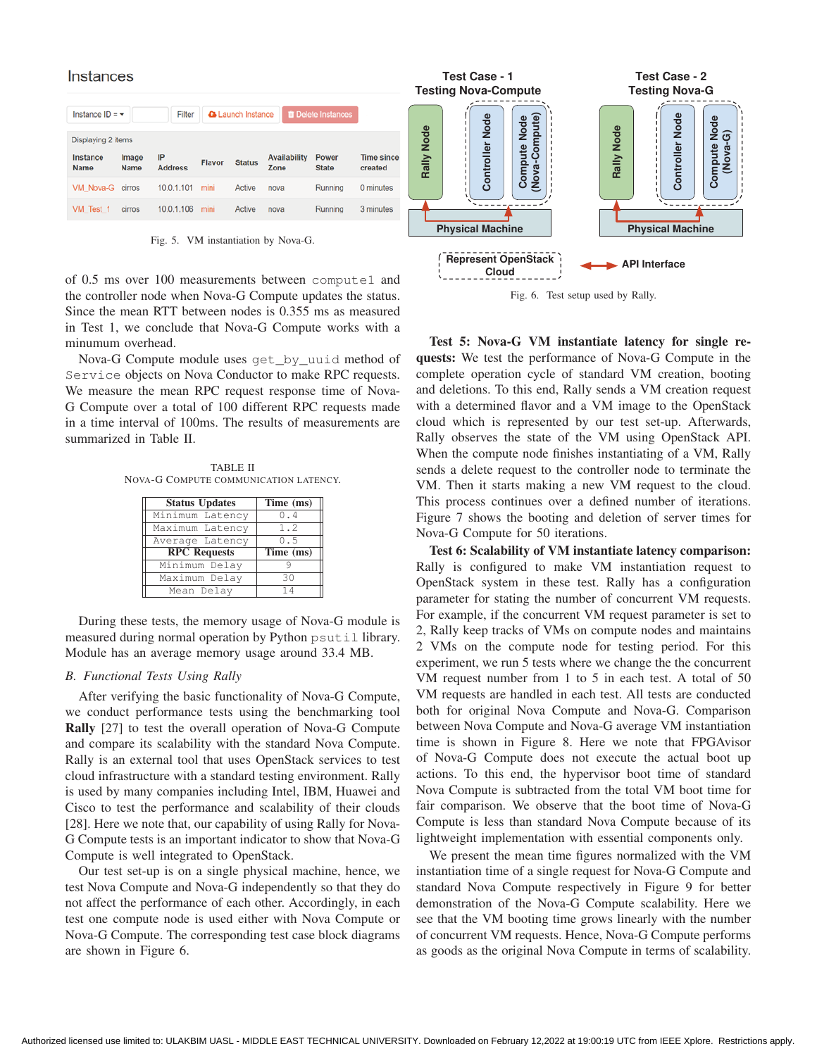Fig. 5. VM instantiation by Nova-G.

of 0.5 ms over 100 measurements between `compute1` and the controller node when Nova-G Compute updates the status. Since the mean RTT between nodes is 0.355 ms as measured in Test 1, we conclude that Nova-G Compute works with a minumum overhead.

Nova-G Compute module uses `get_by_uuid` method of `Service` objects on Nova Conductor to make RPC requests. We measure the mean RPC request response time of Nova-G Compute over a total of 100 different RPC requests made in a time interval of 100ms. The results of measurements are summarized in Table II.

TABLE II
NOVA-G COMPUTE COMMUNICATION LATENCY.

| Status Updates | Time (ms) |
|---|---|
| Minimum Latency | 0.4 |
| Maximum Latency | 1.2 |
| Average Latency | 0.5 |
| **RPC Requests** | **Time (ms)** |
| Minimum Delay | 9 |
| Maximum Delay | 30 |
| Mean Delay | 14 |

During these tests, the memory usage of Nova-G module is measured during normal operation by Python `psutil` library. Module has an average memory usage around 33.4 MB.

### *B. Functional Tests Using Rally*

After verifying the basic functionality of Nova-G Compute, we conduct performance tests using the benchmarking tool **Rally** [27] to test the overall operation of Nova-G Compute and compare its scalability with the standard Nova Compute. Rally is an external tool that uses OpenStack services to test cloud infrastructure with a standard testing environment. Rally is used by many companies including Intel, IBM, Huawei and Cisco to test the performance and scalability of their clouds [28]. Here we note that, our capability of using Rally for Nova-G Compute tests is an important indicator to show that Nova-G Compute is well integrated to OpenStack.

Our test set-up is on a single physical machine, hence, we test Nova Compute and Nova-G independently so that they do not affect the performance of each other. Accordingly, in each test one compute node is used either with Nova Compute or Nova-G Compute. The corresponding test case block diagrams are shown in Figure 6.

Fig. 6. Test setup used by Rally.

**Test 5: Nova-G VM instantiate latency for single requests:** We test the performance of Nova-G Compute in the complete operation cycle of standard VM creation, booting and deletions. To this end, Rally sends a VM creation request with a determined flavor and a VM image to the OpenStack cloud which is represented by our test set-up. Afterwards, Rally observes the state of the VM using OpenStack API. When the compute node finishes instantiating of a VM, Rally sends a delete request to the controller node to terminate the VM. Then it starts making a new VM request to the cloud. This process continues over a defined number of iterations. Figure 7 shows the booting and deletion of server times for Nova-G Compute for 50 iterations.

**Test 6: Scalability of VM instantiate latency comparison:** Rally is configured to make VM instantiation request to OpenStack system in these test. Rally has a configuration parameter for stating the number of concurrent VM requests. For example, if the concurrent VM request parameter is set to 2, Rally keep tracks of VMs on compute nodes and maintains 2 VMs on the compute node for testing period. For this experiment, we run 5 tests where we change the the concurrent VM request number from 1 to 5 in each test. A total of 50 VM requests are handled in each test. All tests are conducted both for original Nova Compute and Nova-G. Comparison between Nova Compute and Nova-G average VM instantiation time is shown in Figure 8. Here we note that FPGAvisor of Nova-G Compute does not execute the actual boot up actions. To this end, the hypervisor boot time of standard Nova Compute is subtracted from the total VM boot time for fair comparison. We observe that the boot time of Nova-G Compute is less than standard Nova Compute because of its lightweight implementation with essential components only.

We present the mean time figures normalized with the VM instantiation time of a single request for Nova-G Compute and standard Nova Compute respectively in Figure 9 for better demonstration of the Nova-G Compute scalability. Here we see that the VM booting time grows linearly with the number of concurrent VM requests. Hence, Nova-G Compute performs as goods as the original Nova Compute in terms of scalability.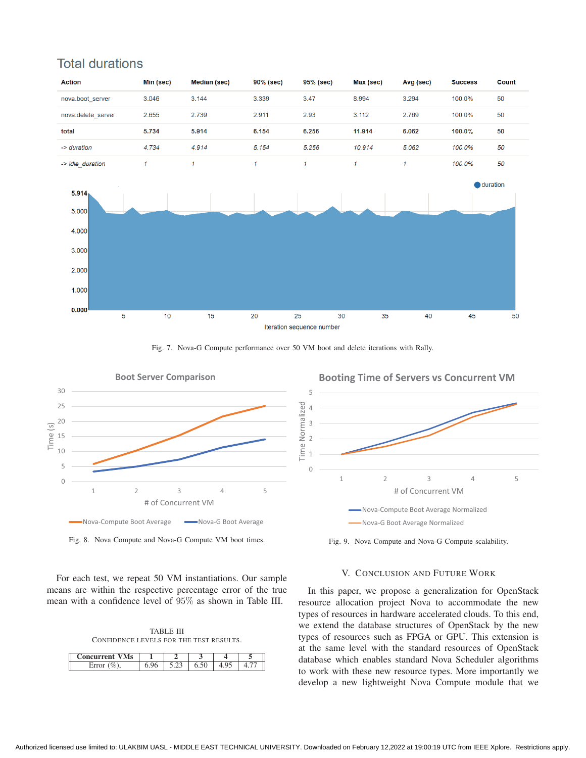## Total durations

| Action | Min (sec) | Median (sec) | 90% (sec) | 95% (sec) | Max (sec) | Avg (sec) | Success | Count |
|---|---|---|---|---|---|---|---|---|
| nova.boot_server | 3.046 | 3.144 | 3.339 | 3.47 | 8.994 | 3.294 | 100.0% | 50 |
| nova.delete_server | 2.655 | 2.739 | 2.911 | 2.93 | 3.112 | 2.769 | 100.0% | 50 |
| **total** | **5.734** | **5.914** | **6.154** | **6.256** | **11.914** | **6.062** | **100.0%** | **50** |
| *-> duration* | *4.734* | *4.914* | *5.154* | *5.256* | *10.914* | *5.062* | *100.0%* | *50* |
| *-> idle_duration* | *1* | *1* | *1* | *1* | *1* | *1* | *100.0%* | *50* |

Fig. 7. Nova-G Compute performance over 50 VM boot and delete iterations with Rally.

Fig. 8. Nova Compute and Nova-G Compute VM boot times.

Fig. 9. Nova Compute and Nova-G Compute scalability.

For each test, we repeat 50 VM instantiations. Our sample means are within the respective percentage error of the true mean with a confidence level of 95% as shown in Table III.

TABLE III
CONFIDENCE LEVELS FOR THE TEST RESULTS.

| Concurrent VMs | 1 | 2 | 3 | 4 | 5 |
|---|---|---|---|---|---|
| Error (%), | 6.96 | 5.23 | 6.50 | 4.95 | 4.77 |

## V. CONCLUSION AND FUTURE WORK

In this paper, we propose a generalization for OpenStack resource allocation project Nova to accommodate the new types of resources in hardware accelerated clouds. To this end, we extend the database structures of OpenStack by the new types of resources such as FPGA or GPU. This extension is at the same level with the standard resources of OpenStack database which enables standard Nova Scheduler algorithms to work with these new resource types. More importantly we develop a new lightweight Nova Compute module that we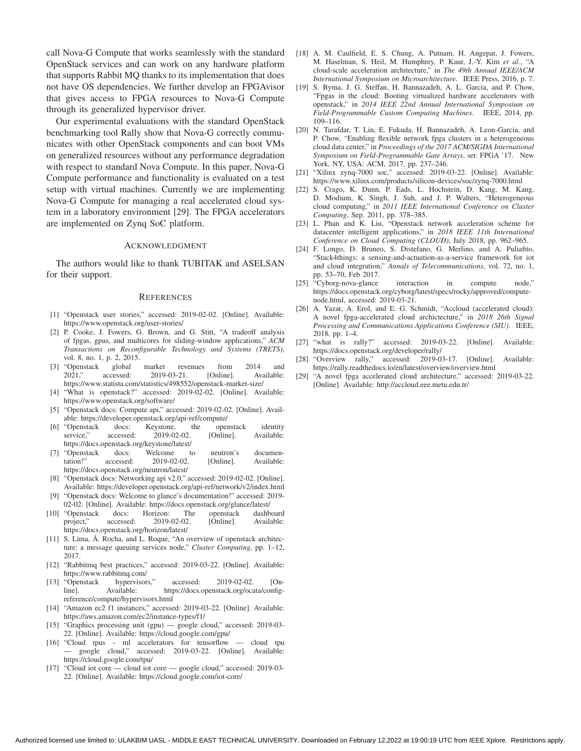call Nova-G Compute that works seamlessly with the standard OpenStack services and can work on any hardware platform that supports Rabbit MQ thanks to its implementation that does not have OS dependencies. We further develop an FPGAvisor that gives access to FPGA resources to Nova-G Compute through its generalized hypervisor driver.

Our experimental evaluations with the standard OpenStack benchmarking tool Rally show that Nova-G correctly communicates with other OpenStack components and can boot VMs on generalized resources without any performance degradation with respect to standard Nova Compute. In this paper, Nova-G Compute performance and functionality is evaluated on a test setup with virtual machines. Currently we are implementing Nova-G Compute for managing a real accelerated cloud system in a laboratory environment [29]. The FPGA accelerators are implemented on Zynq SoC platform.

## Acknowledgment

The authors would like to thank TUBITAK and ASELSAN for their support.

## References

[1] "Openstack user stories," accessed: 2019-02-02. [Online]. Available: https://www.openstack.org/user-stories/

[2] P. Cooke, J. Fowers, G. Brown, and G. Stitt, "A tradeoff analysis of fpgas, gpus, and multicores for sliding-window applications," *ACM Transactions on Reconfigurable Technology and Systems (TRETS)*, vol. 8, no. 1, p. 2, 2015.

[3] "Openstack global market revenues from 2014 and 2021," accessed: 2019-03-21. [Online]. Available: https://www.statista.com/statistics/498552/openstack-market-size/

[4] "What is openstack?" accessed: 2019-02-02. [Online]. Available: https://www.openstack.org/software/

[5] "Openstack docs: Compute api," accessed: 2019-02-02. [Online]. Available: https://developer.openstack.org/api-ref/compute/

[6] "Openstack docs: Keystone, the openstack identity service," accessed: 2019-02-02. [Online]. Available: https://docs.openstack.org/keystone/latest/

[7] "Openstack docs: Welcome to neutron's documentation!" accessed: 2019-02-02. [Online]. Available: https://docs.openstack.org/neutron/latest/

[8] "Openstack docs: Networking api v2.0," accessed: 2019-02-02. [Online]. Available: https://developer.openstack.org/api-ref/network/v2/index.html

[9] "Openstack docs: Welcome to glance's documentation!" accessed: 2019-02-02. [Online]. Available: https://docs.openstack.org/glance/latest/

[10] "Openstack docs: Horizon: The openstack dashboard project," accessed: 2019-02-02. [Online]. Available: https://docs.openstack.org/horizon/latest/

[11] S. Lima, Á. Rocha, and L. Roque, "An overview of openstack architecture: a message queuing services node," *Cluster Computing*, pp. 1–12, 2017.

[12] "Rabbitmq best practices," accessed: 2019-03-22. [Online]. Available: https://www.rabbitmq.com/

[13] "Openstack hypervisors," accessed: 2019-02-02. [Online]. Available: https://docs.openstack.org/ocata/config-reference/compute/hypervisors.html

[14] "Amazon ec2 f1 instances," accessed: 2019-03-22. [Online]. Available: https://aws.amazon.com/ec2/instance-types/f1/

[15] "Graphics processing unit (gpu) — google cloud," accessed: 2019-03-22. [Online]. Available: https://cloud.google.com/gpu/

[16] "Cloud tpus - ml accelerators for tensorflow — cloud tpu — google cloud," accessed: 2019-03-22. [Online]. Available: https://cloud.google.com/tpu/

[17] "Cloud iot core — cloud iot core — google cloud," accessed: 2019-03-22. [Online]. Available: https://cloud.google.com/iot-core/

[18] A. M. Caulfield, E. S. Chung, A. Putnam, H. Angepat, J. Fowers, M. Haselman, S. Heil, M. Humphrey, P. Kaur, J.-Y. Kim *et al.*, "A cloud-scale acceleration architecture," in *The 49th Annual IEEE/ACM International Symposium on Microarchitecture*. IEEE Press, 2016, p. 7.

[19] S. Byma, J. G. Steffan, H. Bannazadeh, A. L. Garcia, and P. Chow, "Fpgas in the cloud: Booting virtualized hardware accelerators with openstack," in *2014 IEEE 22nd Annual International Symposium on Field-Programmable Custom Computing Machines*. IEEE, 2014, pp. 109–116.

[20] N. Tarafdar, T. Lin, E. Fukuda, H. Bannazadeh, A. Leon-Garcia, and P. Chow, "Enabling flexible network fpga clusters in a heterogeneous cloud data center," in *Proceedings of the 2017 ACM/SIGDA International Symposium on Field-Programmable Gate Arrays*, ser. FPGA '17. New York, NY, USA: ACM, 2017, pp. 237–246.

[21] "Xilinx zynq-7000 soc," accessed: 2019-03-22. [Online]. Available: https://www.xilinx.com/products/silicon-devices/soc/zynq-7000.html

[22] S. Crago, K. Dunn, P. Eads, L. Hochstein, D. Kang, M. Kang, D. Modium, K. Singh, J. Suh, and J. P. Walters, "Heterogeneous cloud computing," in *2011 IEEE International Conference on Cluster Computing*, Sep. 2011, pp. 378–385.

[23] L. Phan and K. Liu, "Openstack network acceleration scheme for datacenter intelligent applications," in *2018 IEEE 11th International Conference on Cloud Computing (CLOUD)*, July 2018, pp. 962–965.

[24] F. Longo, D. Bruneo, S. Distefano, G. Merlino, and A. Puliafito, "Stack4things: a sensing-and-actuation-as-a-service framework for iot and cloud integration," *Annals of Telecommunications*, vol. 72, no. 1, pp. 53–70, Feb 2017.

[25] "Cyborg-nova-glance interaction in compute node," https://docs.openstack.org/cyborg/latest/specs/rocky/approved/compute-node.html, accessed: 2019-03-21.

[26] A. Yazar, A. Erol, and E. G. Schmidt, "Accloud (accelerated cloud): A novel fpga-accelerated cloud archictecture," in *2018 26th Signal Processing and Communications Applications Conference (SIU)*. IEEE, 2018, pp. 1–4.

[27] "what is rally?" accessed: 2019-03-22. [Online]. Available: https://docs.openstack.org/developer/rally/

[28] "Overview rally," accessed: 2019-03-17. [Online]. Available: https://rally.readthedocs.io/en/latest/overview/overview.html

[29] "A novel fpga accelerated cloud architecture," accessed: 2019-03-22. [Online]. Available: http://accloud.eee.metu.edu.tr/